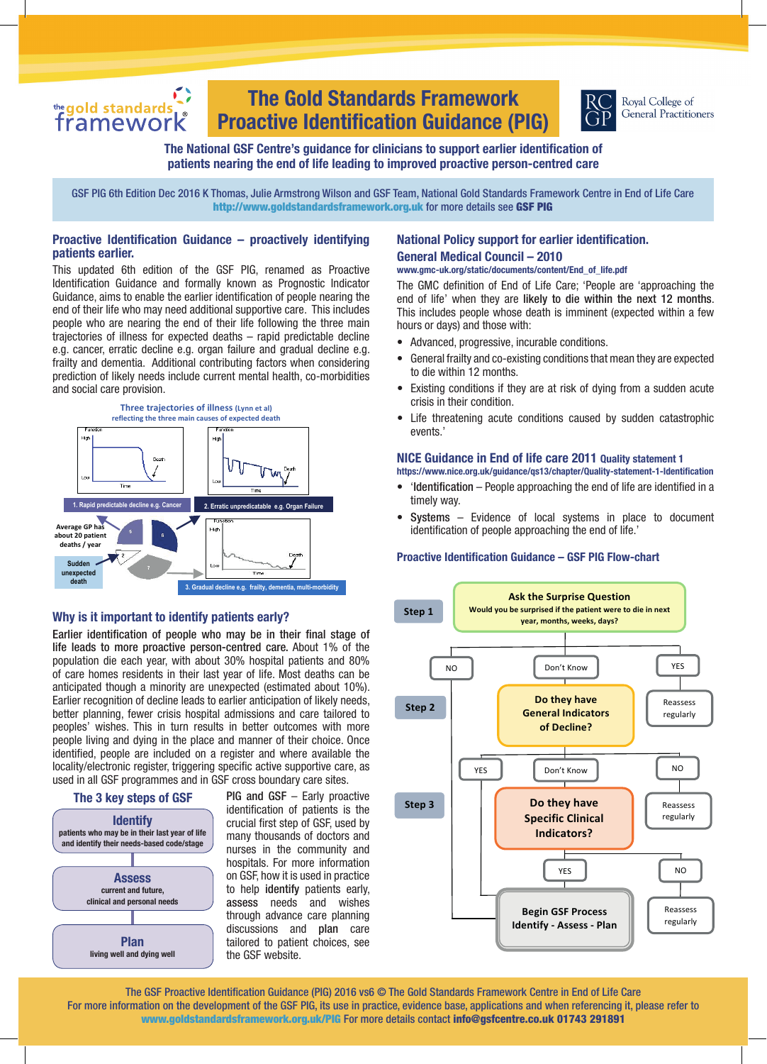# The Gold Standards Framework Proactive Identification Guidance (PIG)

the gold standards framework

Royal College of General Practitioners

**The National GSF Centre's guidance for clinicians to support earlier identification of patients nearing the end of life leading to improved proactive person-centred care**

GSF PIG 6th Edition Dec 2016 K Thomas, Julie Armstrong Wilson and GSF Team, National Gold Standards Framework Centre in End of Life Care
**http://www.goldstandardsframework.org.uk** for more details see **GSF PIG**

## Proactive Identification Guidance – proactively identifying patients earlier.

This updated 6th edition of the GSF PIG, renamed as Proactive Identification Guidance and formally known as Prognostic Indicator Guidance, aims to enable the earlier identification of people nearing the end of their life who may need additional supportive care. This includes people who are nearing the end of their life following the three main trajectories of illness for expected deaths – rapid predictable decline e.g. cancer, erratic decline e.g. organ failure and gradual decline e.g. frailty and dementia. Additional contributing factors when considering prediction of likely needs include current mental health, co-morbidities and social care provision.

**Three trajectories of illness** (Lynn et al)
reflecting the three main causes of expected death

- 1. Rapid predictable decline e.g. Cancer
- 2. Erratic unpredictable e.g. Organ Failure
- 3. Gradual decline e.g. frailty, dementia, multi-morbidity

Average GP has about 20 patient deaths / year

Sudden unexpected death

## Why is it important to identify patients early?

**Earlier identification of people who may be in their final stage of life leads to more proactive person-centred care.** About 1% of the population die each year, with about 30% hospital patients and 80% of care homes residents in their last year of life. Most deaths can be anticipated though a minority are unexpected (estimated about 10%). Earlier recognition of decline leads to earlier anticipation of likely needs, better planning, fewer crisis hospital admissions and care tailored to peoples' wishes. This in turn results in better outcomes with more people living and dying in the place and manner of their choice. Once identified, people are included on a register and where available the locality/electronic register, triggering specific active supportive care, as used in all GSF programmes and in GSF cross boundary care sites.

### The 3 key steps of GSF

- **Identify** – patients who may be in their last year of life and identify their needs-based code/stage
- **Assess** – current and future, clinical and personal needs
- **Plan** – living well and dying well

PIG and GSF – Early proactive identification of patients is the crucial first step of GSF, used by many thousands of doctors and nurses in the community and hospitals. For more information on GSF, how it is used in practice to help **identify** patients early, **assess** needs and wishes through advance care planning discussions and **plan** care tailored to patient choices, see the GSF website.

## National Policy support for earlier identification.

### General Medical Council – 2010

www.gmc-uk.org/static/documents/content/End_of_life.pdf

The GMC definition of End of Life Care; 'People are 'approaching the end of life' when they are likely to die within the next 12 months. This includes people whose death is imminent (expected within a few hours or days) and those with:

- Advanced, progressive, incurable conditions.
- General frailty and co-existing conditions that mean they are expected to die within 12 months.
- Existing conditions if they are at risk of dying from a sudden acute crisis in their condition.
- Life threatening acute conditions caused by sudden catastrophic events.'

### NICE Guidance in End of life care 2011 Quality statement 1

https://www.nice.org.uk/guidance/qs13/chapter/Quality-statement-1-Identification

- 'Identification – People approaching the end of life are identified in a timely way.
- Systems – Evidence of local systems in place to document identification of people approaching the end of life.'

### Proactive Identification Guidance – GSF PIG Flow-chart

**Step 1: Ask the Surprise Question** – Would you be surprised if the patient were to die in next year, months, weeks, days?
- YES → Reassess regularly
- NO / Don't Know → Step 2

**Step 2: Do they have General Indicators of Decline?**
- NO → Reassess regularly
- YES → Begin GSF Process
- Don't Know → Step 3

**Step 3: Do they have Specific Clinical Indicators?**
- NO → Reassess regularly
- YES → Begin GSF Process

**Begin GSF Process: Identify - Assess - Plan**

The GSF Proactive Identification Guidance (PIG) 2016 vs6 © The Gold Standards Framework Centre in End of Life Care
For more information on the development of the GSF PIG, its use in practice, evidence base, applications and when referencing it, please refer to **www.goldstandardsframework.org.uk/PIG** For more details contact **info@gsfcentre.co.uk 01743 291891**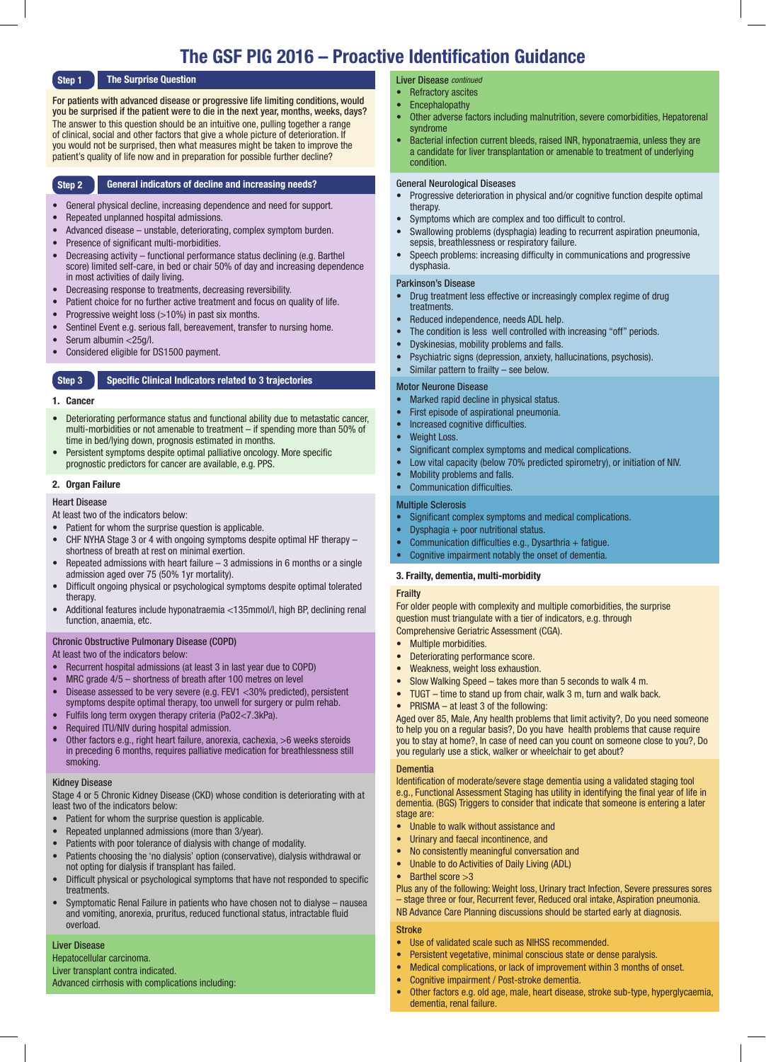# The GSF PIG 2016 – Proactive Identification Guidance

## Step 1 The Surprise Question

**For patients with advanced disease or progressive life limiting conditions, would you be surprised if the patient were to die in the next year, months, weeks, days?**

The answer to this question should be an intuitive one, pulling together a range of clinical, social and other factors that give a whole picture of deterioration. If you would not be surprised, then what measures might be taken to improve the patient's quality of life now and in preparation for possible further decline?

## Step 2 General indicators of decline and increasing needs?

- General physical decline, increasing dependence and need for support.
- Repeated unplanned hospital admissions.
- Advanced disease – unstable, deteriorating, complex symptom burden.
- Presence of significant multi-morbidities.
- Decreasing activity – functional performance status declining (e.g. Barthel score) limited self-care, in bed or chair 50% of day and increasing dependence in most activities of daily living.
- Decreasing response to treatments, decreasing reversibility.
- Patient choice for no further active treatment and focus on quality of life.
- Progressive weight loss (>10%) in past six months.
- Sentinel Event e.g. serious fall, bereavement, transfer to nursing home.
- Serum albumin <25g/l.
- Considered eligible for DS1500 payment.

## Step 3 Specific Clinical Indicators related to 3 trajectories

### 1. Cancer

- Deteriorating performance status and functional ability due to metastatic cancer, multi-morbidities or not amenable to treatment – if spending more than 50% of time in bed/lying down, prognosis estimated in months.
- Persistent symptoms despite optimal palliative oncology. More specific prognostic predictors for cancer are available, e.g. PPS.

### 2. Organ Failure

**Heart Disease**

At least two of the indicators below:

- Patient for whom the surprise question is applicable.
- CHF NYHA Stage 3 or 4 with ongoing symptoms despite optimal HF therapy – shortness of breath at rest on minimal exertion.
- Repeated admissions with heart failure – 3 admissions in 6 months or a single admission aged over 75 (50% 1yr mortality).
- Difficult ongoing physical or psychological symptoms despite optimal tolerated therapy.
- Additional features include hyponatraemia <135mmol/l, high BP, declining renal function, anaemia, etc.

**Chronic Obstructive Pulmonary Disease (COPD)**

At least two of the indicators below:

- Recurrent hospital admissions (at least 3 in last year due to COPD)
- MRC grade 4/5 – shortness of breath after 100 metres on level
- Disease assessed to be very severe (e.g. FEV1 <30% predicted), persistent symptoms despite optimal therapy, too unwell for surgery or pulm rehab.
- Fulfils long term oxygen therapy criteria ($PaO_2$<7.3kPa).
- Required ITU/NIV during hospital admission.
- Other factors e.g., right heart failure, anorexia, cachexia, >6 weeks steroids in preceding 6 months, requires palliative medication for breathlessness still smoking.

**Kidney Disease**

Stage 4 or 5 Chronic Kidney Disease (CKD) whose condition is deteriorating with at least two of the indicators below:

- Patient for whom the surprise question is applicable.
- Repeated unplanned admissions (more than 3/year).
- Patients with poor tolerance of dialysis with change of modality.
- Patients choosing the 'no dialysis' option (conservative), dialysis withdrawal or not opting for dialysis if transplant has failed.
- Difficult physical or psychological symptoms that have not responded to specific treatments.
- Symptomatic Renal Failure in patients who have chosen not to dialyse – nausea and vomiting, anorexia, pruritus, reduced functional status, intractable fluid overload.

**Liver Disease**

Hepatocellular carcinoma.

Liver transplant contra indicated.

Advanced cirrhosis with complications including:

**Liver Disease** *continued*

- Refractory ascites
- Encephalopathy
- Other adverse factors including malnutrition, severe comorbidities, Hepatorenal syndrome
- Bacterial infection current bleeds, raised INR, hyponatraemia, unless they are a candidate for liver transplantation or amenable to treatment of underlying condition.

**General Neurological Diseases**

- Progressive deterioration in physical and/or cognitive function despite optimal therapy.
- Symptoms which are complex and too difficult to control.
- Swallowing problems (dysphagia) leading to recurrent aspiration pneumonia, sepsis, breathlessness or respiratory failure.
- Speech problems: increasing difficulty in communications and progressive dysphasia.

**Parkinson's Disease**

- Drug treatment less effective or increasingly complex regime of drug treatments.
- Reduced independence, needs ADL help.
- The condition is less well controlled with increasing "off" periods.
- Dyskinesias, mobility problems and falls.
- Psychiatric signs (depression, anxiety, hallucinations, psychosis).
- Similar pattern to frailty – see below.

**Motor Neurone Disease**

- Marked rapid decline in physical status.
- First episode of aspirational pneumonia.
- Increased cognitive difficulties.
- Weight Loss.
- Significant complex symptoms and medical complications.
- Low vital capacity (below 70% predicted spirometry), or initiation of NIV.
- Mobility problems and falls.
- Communication difficulties.

**Multiple Sclerosis**

- Significant complex symptoms and medical complications.
- Dysphagia + poor nutritional status.
- Communication difficulties e.g., Dysarthria + fatigue.
- Cognitive impairment notably the onset of dementia.

### 3. Frailty, dementia, multi-morbidity

**Frailty**

For older people with complexity and multiple comorbidities, the surprise question must triangulate with a tier of indicators, e.g. through Comprehensive Geriatric Assessment (CGA).

- Multiple morbidities.
- Deteriorating performance score.
- Weakness, weight loss exhaustion.
- Slow Walking Speed – takes more than 5 seconds to walk 4 m.
- TUGT – time to stand up from chair, walk 3 m, turn and walk back.
- PRISMA – at least 3 of the following:

Aged over 85, Male, Any health problems that limit activity?, Do you need someone to help you on a regular basis?, Do you have health problems that cause require you to stay at home?, In case of need can you count on someone close to you?, Do you regularly use a stick, walker or wheelchair to get about?

**Dementia**

Identification of moderate/severe stage dementia using a validated staging tool e.g., Functional Assessment Staging has utility in identifying the final year of life in dementia. (BGS) Triggers to consider that indicate that someone is entering a later stage are:

- Unable to walk without assistance and
- Urinary and faecal incontinence, and
- No consistently meaningful conversation and
- Unable to do Activities of Daily Living (ADL)
- Barthel score >3

Plus any of the following: Weight loss, Urinary tract Infection, Severe pressures sores – stage three or four, Recurrent fever, Reduced oral intake, Aspiration pneumonia.

NB Advance Care Planning discussions should be started early at diagnosis.

**Stroke**

- Use of validated scale such as NIHSS recommended.
- Persistent vegetative, minimal conscious state or dense paralysis.
- Medical complications, or lack of improvement within 3 months of onset.
- Cognitive impairment / Post-stroke dementia.
- Other factors e.g. old age, male, heart disease, stroke sub-type, hyperglycaemia, dementia, renal failure.